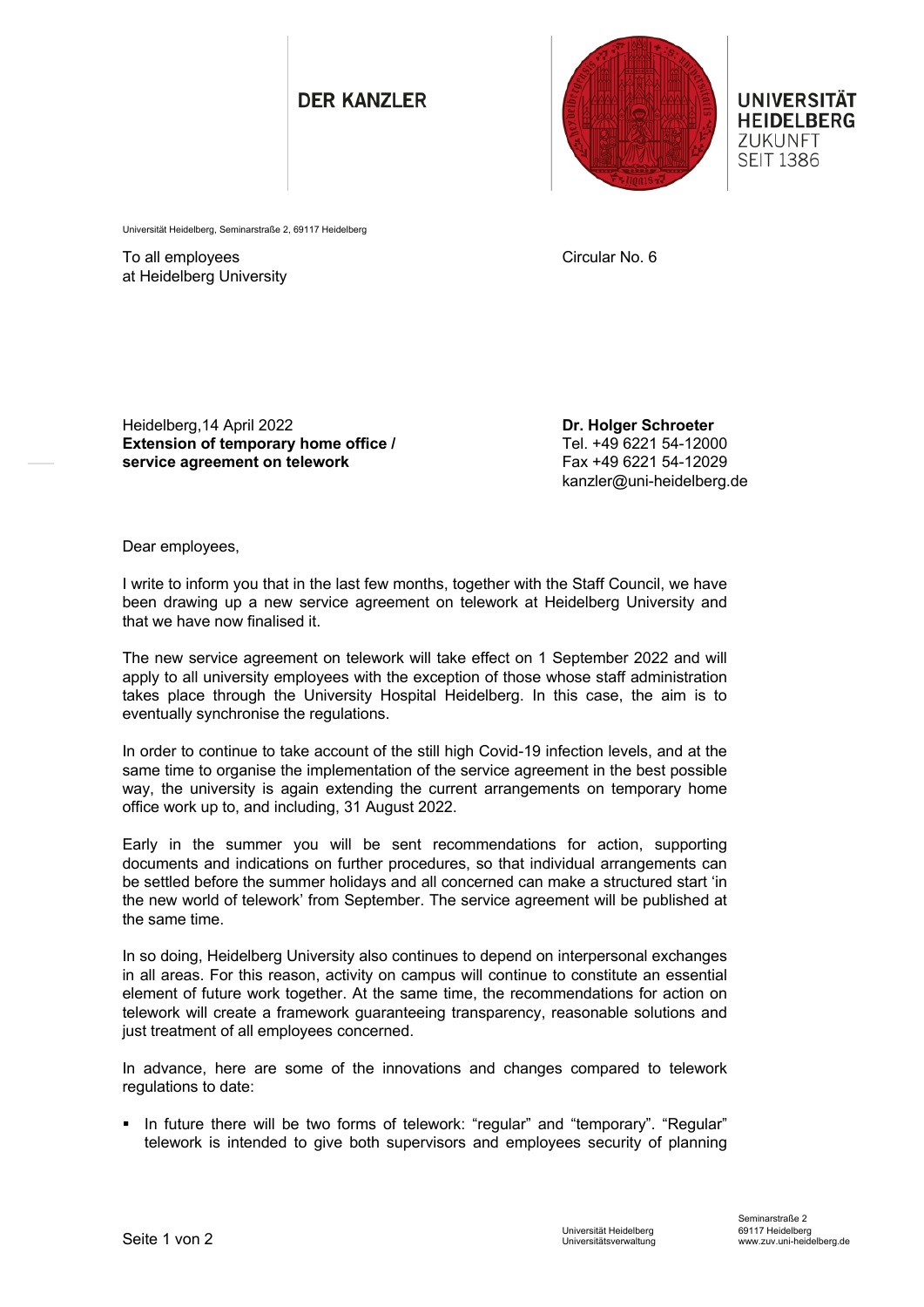**DER KANZLER**

**UNIVERSITÄT HEIDELBERG**
ZUKUNFT
SEIT 1386

Universität Heidelberg, Seminarstraße 2, 69117 Heidelberg

To all employees
at Heidelberg University

Circular No. 6

Heidelberg,14 April 2022
**Extension of temporary home office / service agreement on telework**

**Dr. Holger Schroeter**
Tel. +49 6221 54-12000
Fax +49 6221 54-12029
kanzler@uni-heidelberg.de

Dear employees,

I write to inform you that in the last few months, together with the Staff Council, we have been drawing up a new service agreement on telework at Heidelberg University and that we have now finalised it.

The new service agreement on telework will take effect on 1 September 2022 and will apply to all university employees with the exception of those whose staff administration takes place through the University Hospital Heidelberg. In this case, the aim is to eventually synchronise the regulations.

In order to continue to take account of the still high Covid-19 infection levels, and at the same time to organise the implementation of the service agreement in the best possible way, the university is again extending the current arrangements on temporary home office work up to, and including, 31 August 2022.

Early in the summer you will be sent recommendations for action, supporting documents and indications on further procedures, so that individual arrangements can be settled before the summer holidays and all concerned can make a structured start 'in the new world of telework' from September. The service agreement will be published at the same time.

In so doing, Heidelberg University also continues to depend on interpersonal exchanges in all areas. For this reason, activity on campus will continue to constitute an essential element of future work together. At the same time, the recommendations for action on telework will create a framework guaranteeing transparency, reasonable solutions and just treatment of all employees concerned.

In advance, here are some of the innovations and changes compared to telework regulations to date:

- In future there will be two forms of telework: "regular" and "temporary". "Regular" telework is intended to give both supervisors and employees security of planning

Universität Heidelberg
Universitätsverwaltung

Seminarstraße 2
69117 Heidelberg
www.zuv.uni-heidelberg.de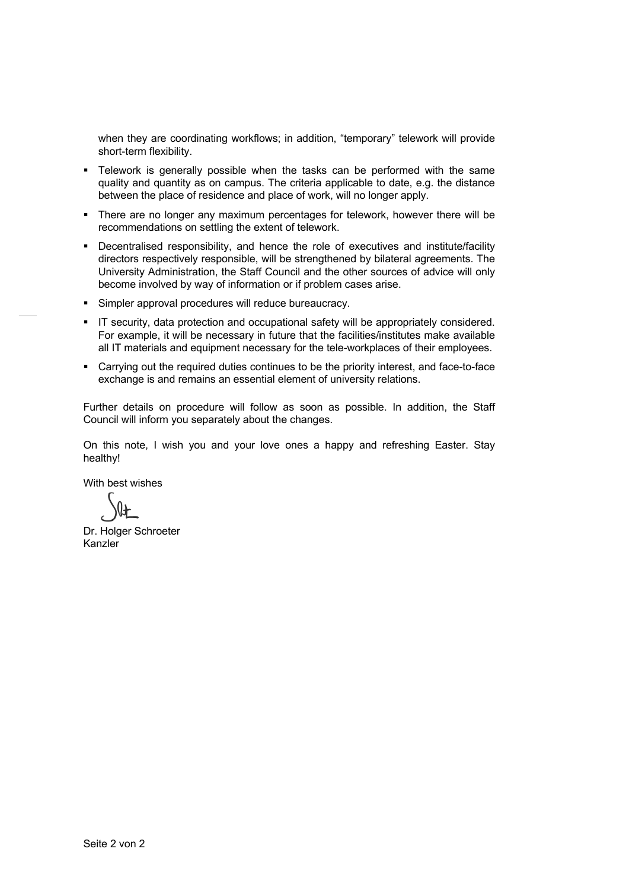when they are coordinating workflows; in addition, “temporary” telework will provide short-term flexibility.

- Telework is generally possible when the tasks can be performed with the same quality and quantity as on campus. The criteria applicable to date, e.g. the distance between the place of residence and place of work, will no longer apply.
- There are no longer any maximum percentages for telework, however there will be recommendations on settling the extent of telework.
- Decentralised responsibility, and hence the role of executives and institute/facility directors respectively responsible, will be strengthened by bilateral agreements. The University Administration, the Staff Council and the other sources of advice will only become involved by way of information or if problem cases arise.
- Simpler approval procedures will reduce bureaucracy.
- IT security, data protection and occupational safety will be appropriately considered. For example, it will be necessary in future that the facilities/institutes make available all IT materials and equipment necessary for the tele-workplaces of their employees.
- Carrying out the required duties continues to be the priority interest, and face-to-face exchange is and remains an essential element of university relations.

Further details on procedure will follow as soon as possible. In addition, the Staff Council will inform you separately about the changes.

On this note, I wish you and your love ones a happy and refreshing Easter. Stay healthy!

With best wishes

Dr. Holger Schroeter
Kanzler